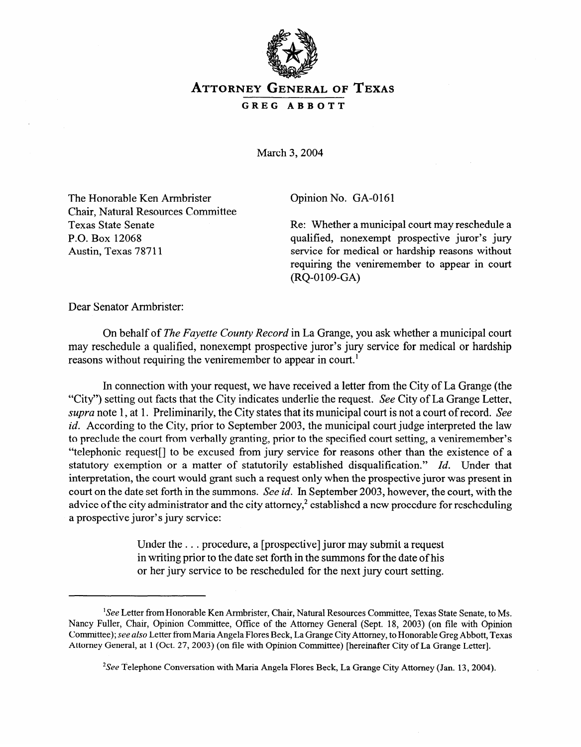# ATTORNEY GENERAL OF TEXAS

## GREG ABBOTT

March 3, 2004

The Honorable Ken Armbrister
Chair, Natural Resources Committee
Texas State Senate
P.O. Box 12068
Austin, Texas 78711

Opinion No. GA-0161

Re: Whether a municipal court may reschedule a qualified, nonexempt prospective juror's jury service for medical or hardship reasons without requiring the veniremember to appear in court (RQ-0109-GA)

Dear Senator Armbrister:

On behalf of *The Fayette County Record* in La Grange, you ask whether a municipal court may reschedule a qualified, nonexempt prospective juror's jury service for medical or hardship reasons without requiring the veniremember to appear in court.[1]

In connection with your request, we have received a letter from the City of La Grange (the "City") setting out facts that the City indicates underlie the request. *See* City of La Grange Letter, *supra* note 1, at 1. Preliminarily, the City states that its municipal court is not a court of record. *See id.* According to the City, prior to September 2003, the municipal court judge interpreted the law to preclude the court from verbally granting, prior to the specified court setting, a veniremember's "telephonic request[] to be excused from jury service for reasons other than the existence of a statutory exemption or a matter of statutorily established disqualification." *Id.* Under that interpretation, the court would grant such a request only when the prospective juror was present in court on the date set forth in the summons. *See id.* In September 2003, however, the court, with the advice of the city administrator and the city attorney,[2] established a new procedure for rescheduling a prospective juror's jury service:

> Under the . . . procedure, a [prospective] juror may submit a request in writing prior to the date set forth in the summons for the date of his or her jury service to be rescheduled for the next jury court setting.

---

[1] *See* Letter from Honorable Ken Armbrister, Chair, Natural Resources Committee, Texas State Senate, to Ms. Nancy Fuller, Chair, Opinion Committee, Office of the Attorney General (Sept. 18, 2003) (on file with Opinion Committee); *see also* Letter from Maria Angela Flores Beck, La Grange City Attorney, to Honorable Greg Abbott, Texas Attorney General, at 1 (Oct. 27, 2003) (on file with Opinion Committee) [hereinafter City of La Grange Letter].

[2] *See* Telephone Conversation with Maria Angela Flores Beck, La Grange City Attorney (Jan. 13, 2004).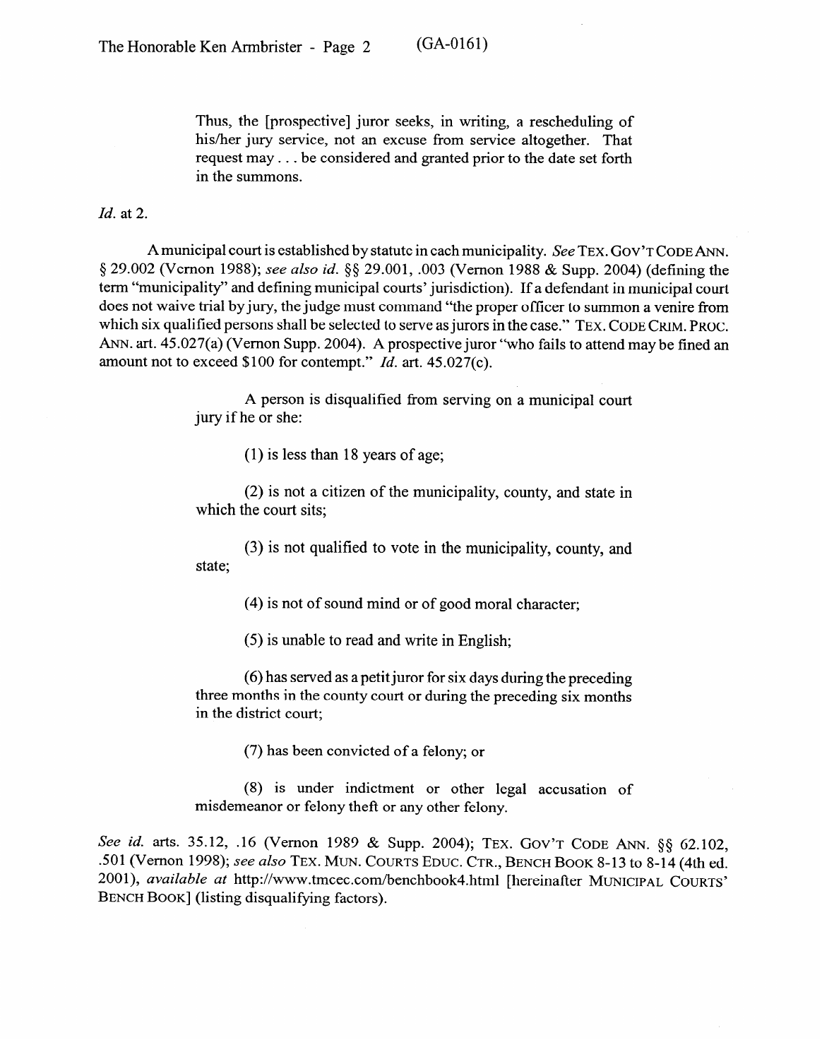> Thus, the [prospective] juror seeks, in writing, a rescheduling of his/her jury service, not an excuse from service altogether. That request may . . . be considered and granted prior to the date set forth in the summons.

*Id.* at 2.

A municipal court is established by statute in each municipality. *See* TEX. GOV'T CODE ANN. § 29.002 (Vernon 1988); *see also id.* §§ 29.001, .003 (Vernon 1988 & Supp. 2004) (defining the term "municipality" and defining municipal courts' jurisdiction). If a defendant in municipal court does not waive trial by jury, the judge must command "the proper officer to summon a venire from which six qualified persons shall be selected to serve as jurors in the case." TEX. CODE CRIM. PROC. ANN. art. 45.027(a) (Vernon Supp. 2004). A prospective juror "who fails to attend may be fined an amount not to exceed $100 for contempt." *Id.* art. 45.027(c).

> A person is disqualified from serving on a municipal court jury if he or she:
>
> (1) is less than 18 years of age;
>
> (2) is not a citizen of the municipality, county, and state in which the court sits;
>
> (3) is not qualified to vote in the municipality, county, and state;
>
> (4) is not of sound mind or of good moral character;
>
> (5) is unable to read and write in English;
>
> (6) has served as a petit juror for six days during the preceding three months in the county court or during the preceding six months in the district court;
>
> (7) has been convicted of a felony; or
>
> (8) is under indictment or other legal accusation of misdemeanor or felony theft or any other felony.

*See id.* arts. 35.12, .16 (Vernon 1989 & Supp. 2004); TEX. GOV'T CODE ANN. §§ 62.102, .501 (Vernon 1998); *see also* TEX. MUN. COURTS EDUC. CTR., BENCH BOOK 8-13 to 8-14 (4th ed. 2001), *available at* http://www.tmcec.com/benchbook4.html [hereinafter MUNICIPAL COURTS' BENCH BOOK] (listing disqualifying factors).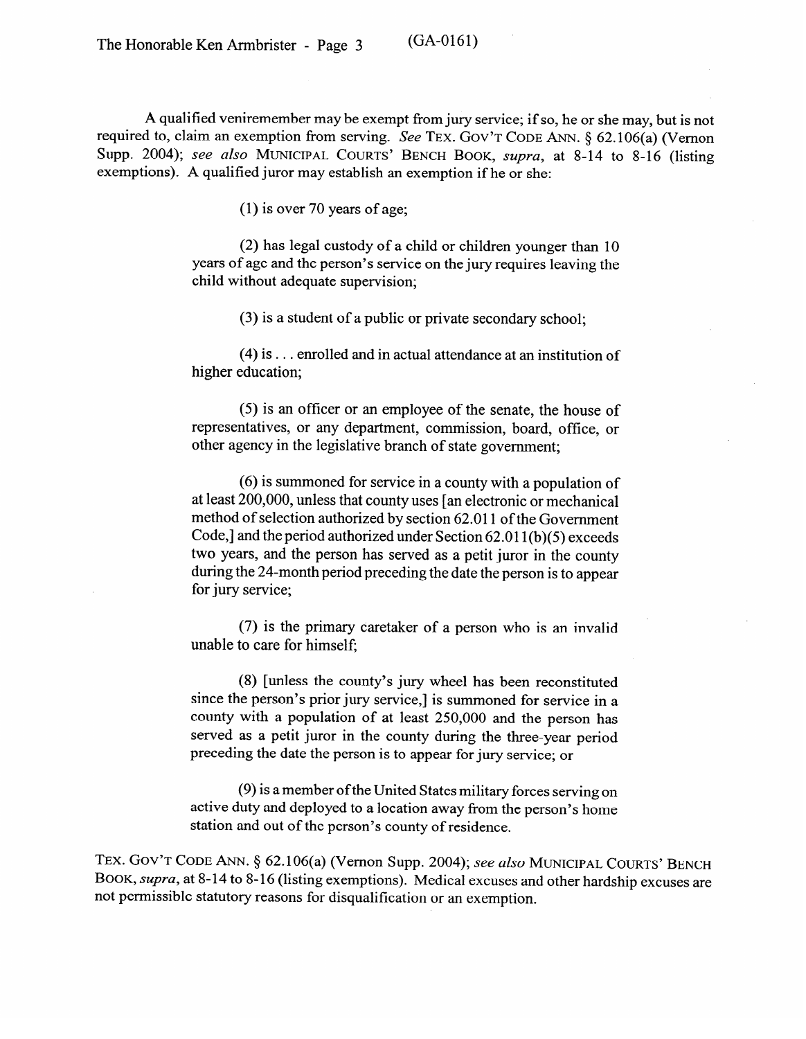A qualified veniremember may be exempt from jury service; if so, he or she may, but is not required to, claim an exemption from serving. *See* TEX. GOV'T CODE ANN. § 62.106(a) (Vernon Supp. 2004); *see also* MUNICIPAL COURTS' BENCH BOOK, *supra*, at 8-14 to 8-16 (listing exemptions). A qualified juror may establish an exemption if he or she:

> (1) is over 70 years of age;
>
> (2) has legal custody of a child or children younger than 10 years of age and the person's service on the jury requires leaving the child without adequate supervision;
>
> (3) is a student of a public or private secondary school;
>
> (4) is . . . enrolled and in actual attendance at an institution of higher education;
>
> (5) is an officer or an employee of the senate, the house of representatives, or any department, commission, board, office, or other agency in the legislative branch of state government;
>
> (6) is summoned for service in a county with a population of at least 200,000, unless that county uses [an electronic or mechanical method of selection authorized by section 62.011 of the Government Code,] and the period authorized under Section 62.011(b)(5) exceeds two years, and the person has served as a petit juror in the county during the 24-month period preceding the date the person is to appear for jury service;
>
> (7) is the primary caretaker of a person who is an invalid unable to care for himself;
>
> (8) [unless the county's jury wheel has been reconstituted since the person's prior jury service,] is summoned for service in a county with a population of at least 250,000 and the person has served as a petit juror in the county during the three-year period preceding the date the person is to appear for jury service; or
>
> (9) is a member of the United States military forces serving on active duty and deployed to a location away from the person's home station and out of the person's county of residence.

TEX. GOV'T CODE ANN. § 62.106(a) (Vernon Supp. 2004); *see also* MUNICIPAL COURTS' BENCH BOOK, *supra*, at 8-14 to 8-16 (listing exemptions). Medical excuses and other hardship excuses are not permissible statutory reasons for disqualification or an exemption.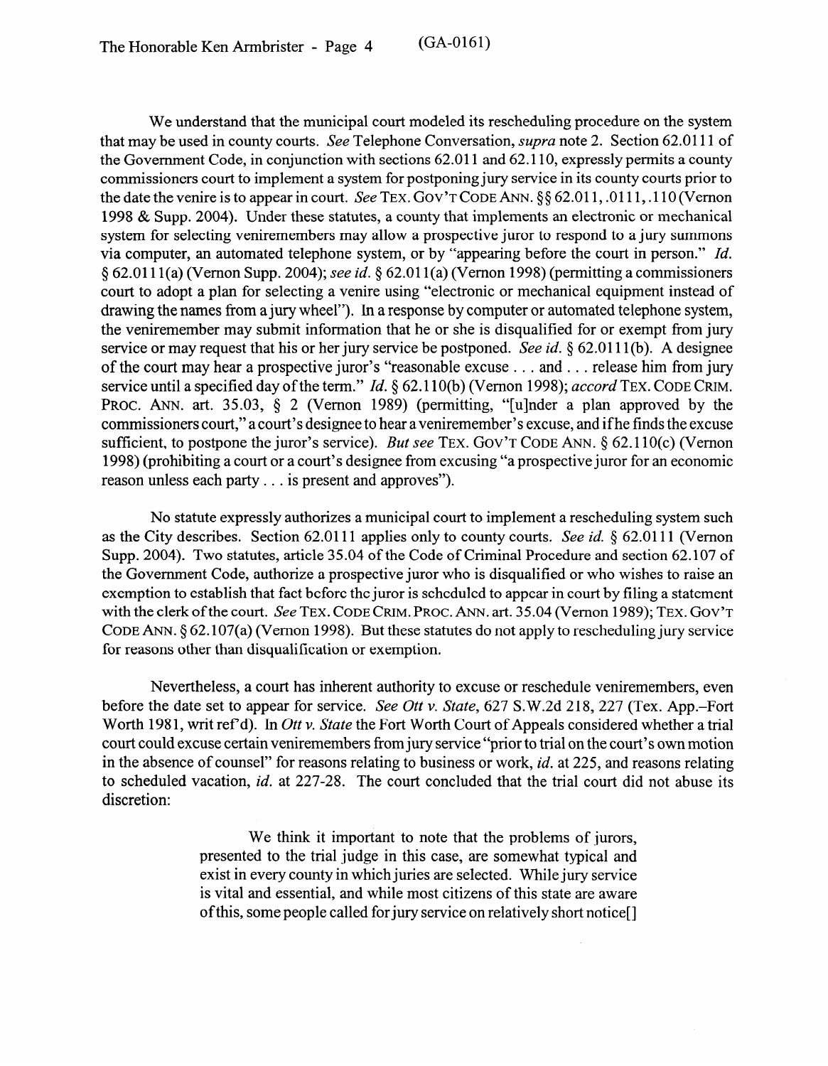We understand that the municipal court modeled its rescheduling procedure on the system that may be used in county courts. *See* Telephone Conversation, *supra* note 2. Section 62.0111 of the Government Code, in conjunction with sections 62.011 and 62.110, expressly permits a county commissioners court to implement a system for postponing jury service in its county courts prior to the date the venire is to appear in court. *See* TEX. GOV'T CODE ANN. §§ 62.011, .0111, .110 (Vernon 1998 & Supp. 2004). Under these statutes, a county that implements an electronic or mechanical system for selecting veniremembers may allow a prospective juror to respond to a jury summons via computer, an automated telephone system, or by "appearing before the court in person." *Id.* § 62.0111(a) (Vernon Supp. 2004); *see id.* § 62.011(a) (Vernon 1998) (permitting a commissioners court to adopt a plan for selecting a venire using "electronic or mechanical equipment instead of drawing the names from a jury wheel"). In a response by computer or automated telephone system, the veniremember may submit information that he or she is disqualified for or exempt from jury service or may request that his or her jury service be postponed. *See id.* § 62.0111(b). A designee of the court may hear a prospective juror's "reasonable excuse . . . and . . . release him from jury service until a specified day of the term." *Id.* § 62.110(b) (Vernon 1998); *accord* TEX. CODE CRIM. PROC. ANN. art. 35.03, § 2 (Vernon 1989) (permitting, "[u]nder a plan approved by the commissioners court," a court's designee to hear a veniremember's excuse, and if he finds the excuse sufficient, to postpone the juror's service). *But see* TEX. GOV'T CODE ANN. § 62.110(c) (Vernon 1998) (prohibiting a court or a court's designee from excusing "a prospective juror for an economic reason unless each party . . . is present and approves").

No statute expressly authorizes a municipal court to implement a rescheduling system such as the City describes. Section 62.0111 applies only to county courts. *See id.* § 62.0111 (Vernon Supp. 2004). Two statutes, article 35.04 of the Code of Criminal Procedure and section 62.107 of the Government Code, authorize a prospective juror who is disqualified or who wishes to raise an exemption to establish that fact before the juror is scheduled to appear in court by filing a statement with the clerk of the court. *See* TEX. CODE CRIM. PROC. ANN. art. 35.04 (Vernon 1989); TEX. GOV'T CODE ANN. § 62.107(a) (Vernon 1998). But these statutes do not apply to rescheduling jury service for reasons other than disqualification or exemption.

Nevertheless, a court has inherent authority to excuse or reschedule veniremembers, even before the date set to appear for service. *See Ott v. State*, 627 S.W.2d 218, 227 (Tex. App.–Fort Worth 1981, writ ref'd). In *Ott v. State* the Fort Worth Court of Appeals considered whether a trial court could excuse certain veniremembers from jury service "prior to trial on the court's own motion in the absence of counsel" for reasons relating to business or work, *id.* at 225, and reasons relating to scheduled vacation, *id.* at 227-28. The court concluded that the trial court did not abuse its discretion:

> We think it important to note that the problems of jurors, presented to the trial judge in this case, are somewhat typical and exist in every county in which juries are selected. While jury service is vital and essential, and while most citizens of this state are aware of this, some people called for jury service on relatively short notice[]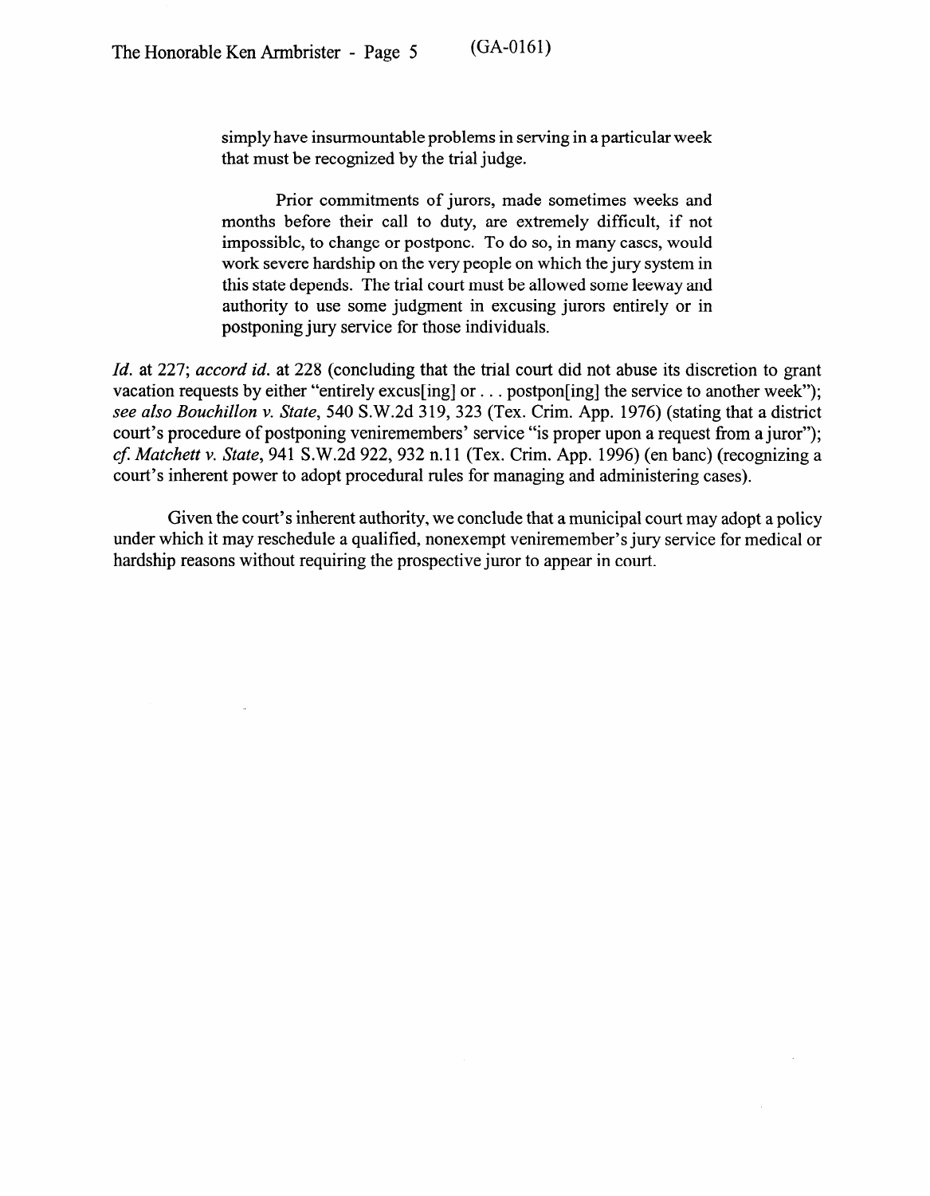simply have insurmountable problems in serving in a particular week that must be recognized by the trial judge.

> Prior commitments of jurors, made sometimes weeks and months before their call to duty, are extremely difficult, if not impossible, to change or postpone. To do so, in many cases, would work severe hardship on the very people on which the jury system in this state depends. The trial court must be allowed some leeway and authority to use some judgment in excusing jurors entirely or in postponing jury service for those individuals.

*Id.* at 227; *accord id.* at 228 (concluding that the trial court did not abuse its discretion to grant vacation requests by either "entirely excus[ing] or . . . postpon[ing] the service to another week"); *see also Bouchillon v. State*, 540 S.W.2d 319, 323 (Tex. Crim. App. 1976) (stating that a district court's procedure of postponing veniremembers' service "is proper upon a request from a juror"); *cf. Matchett v. State*, 941 S.W.2d 922, 932 n.11 (Tex. Crim. App. 1996) (en banc) (recognizing a court's inherent power to adopt procedural rules for managing and administering cases).

Given the court's inherent authority, we conclude that a municipal court may adopt a policy under which it may reschedule a qualified, nonexempt veniremember's jury service for medical or hardship reasons without requiring the prospective juror to appear in court.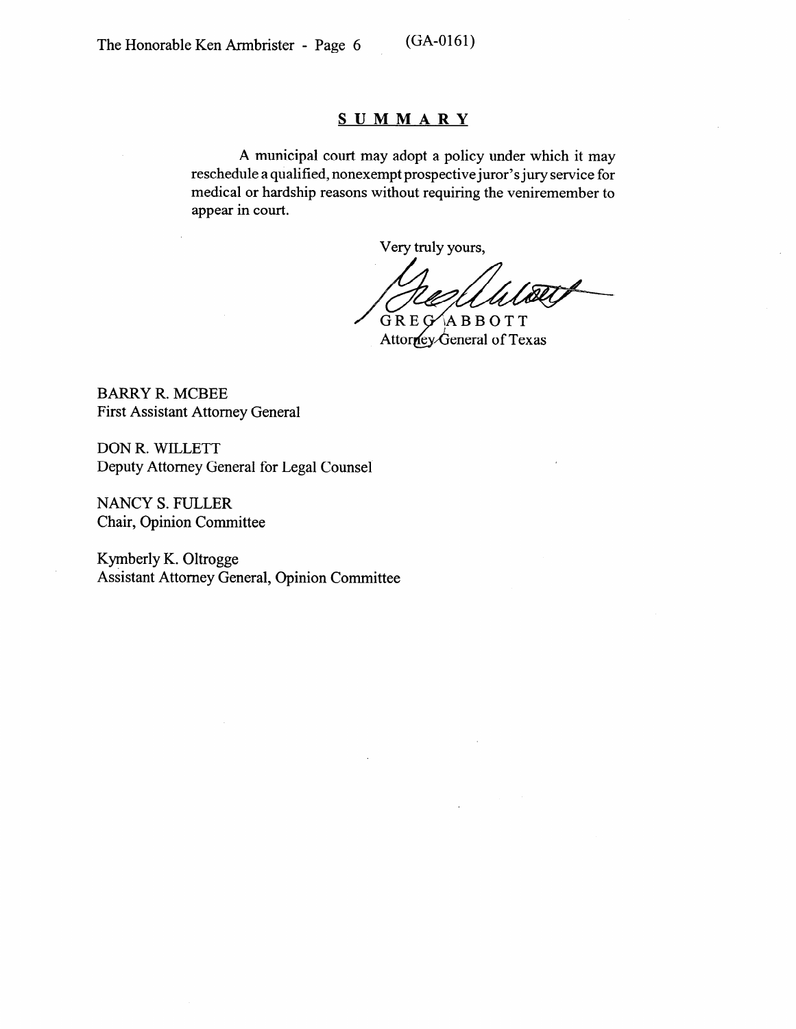## SUMMARY

A municipal court may adopt a policy under which it may reschedule a qualified, nonexempt prospective juror's jury service for medical or hardship reasons without requiring the veniremember to appear in court.

Very truly yours,

GREG ABBOTT
Attorney General of Texas

BARRY R. MCBEE
First Assistant Attorney General

DON R. WILLETT
Deputy Attorney General for Legal Counsel

NANCY S. FULLER
Chair, Opinion Committee

Kymberly K. Oltrogge
Assistant Attorney General, Opinion Committee